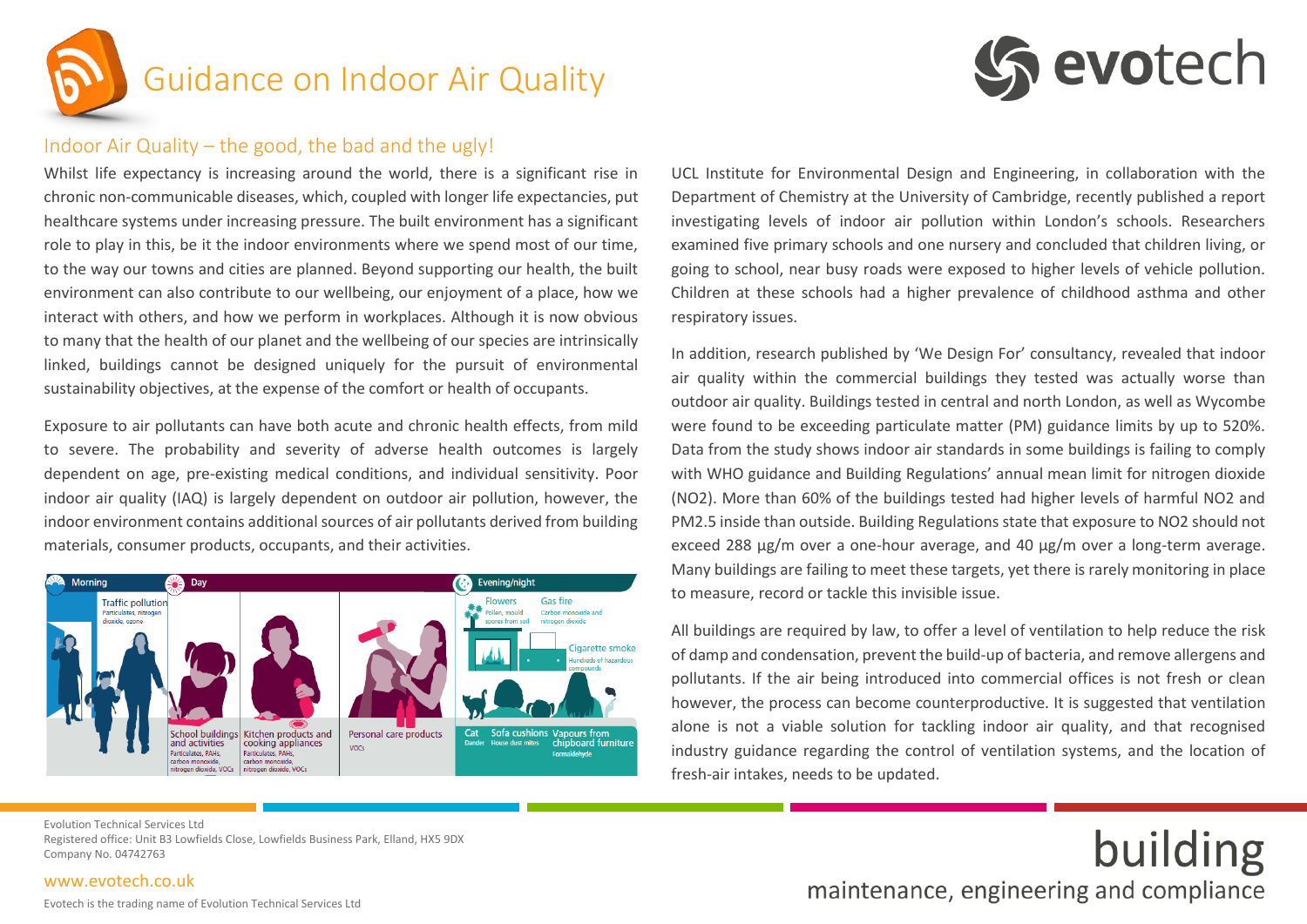# Guidance on Indoor Air Quality

## Indoor Air Quality – the good, the bad and the ugly!

Whilst life expectancy is increasing around the world, there is a significant rise in chronic non-communicable diseases, which, coupled with longer life expectancies, put healthcare systems under increasing pressure. The built environment has a significant role to play in this, be it the indoor environments where we spend most of our time, to the way our towns and cities are planned. Beyond supporting our health, the built environment can also contribute to our wellbeing, our enjoyment of a place, how we interact with others, and how we perform in workplaces. Although it is now obvious to many that the health of our planet and the wellbeing of our species are intrinsically linked, buildings cannot be designed uniquely for the pursuit of environmental sustainability objectives, at the expense of the comfort or health of occupants.

Exposure to air pollutants can have both acute and chronic health effects, from mild to severe. The probability and severity of adverse health outcomes is largely dependent on age, pre-existing medical conditions, and individual sensitivity. Poor indoor air quality (IAQ) is largely dependent on outdoor air pollution, however, the indoor environment contains additional sources of air pollutants derived from building materials, consumer products, occupants, and their activities.

Morning – Traffic pollution: Particulates, nitrogen dioxide, ozone

Day – School buildings and activities: Particulates, PAHs, carbon monoxide, nitrogen dioxide, VOCs; Kitchen products and cooking appliances: Particulates, PAHs, carbon monoxide, nitrogen dioxide, VOCs; Personal care products: VOCs

Evening/night – Flowers: Pollen, mould spores from soil; Gas fire: Carbon monoxide and nitrogen dioxide; Cigarette smoke: Hundreds of hazardous compounds; Cat: Dander; Sofa cushions: House dust mites; Vapours from chipboard furniture: Formaldehyde

UCL Institute for Environmental Design and Engineering, in collaboration with the Department of Chemistry at the University of Cambridge, recently published a report investigating levels of indoor air pollution within London's schools. Researchers examined five primary schools and one nursery and concluded that children living, or going to school, near busy roads were exposed to higher levels of vehicle pollution. Children at these schools had a higher prevalence of childhood asthma and other respiratory issues.

In addition, research published by 'We Design For' consultancy, revealed that indoor air quality within the commercial buildings they tested was actually worse than outdoor air quality. Buildings tested in central and north London, as well as Wycombe were found to be exceeding particulate matter (PM) guidance limits by up to 520%. Data from the study shows indoor air standards in some buildings is failing to comply with WHO guidance and Building Regulations' annual mean limit for nitrogen dioxide (NO2). More than 60% of the buildings tested had higher levels of harmful NO2 and PM2.5 inside than outside. Building Regulations state that exposure to NO2 should not exceed 288 µg/m over a one-hour average, and 40 µg/m over a long-term average. Many buildings are failing to meet these targets, yet there is rarely monitoring in place to measure, record or tackle this invisible issue.

All buildings are required by law, to offer a level of ventilation to help reduce the risk of damp and condensation, prevent the build-up of bacteria, and remove allergens and pollutants. If the air being introduced into commercial offices is not fresh or clean however, the process can become counterproductive. It is suggested that ventilation alone is not a viable solution for tackling indoor air quality, and that recognised industry guidance regarding the control of ventilation systems, and the location of fresh-air intakes, needs to be updated.

Evolution Technical Services Ltd
Registered office: Unit B3 Lowfields Close, Lowfields Business Park, Elland, HX5 9DX
Company No. 04742763

www.evotech.co.uk

Evotech is the trading name of Evolution Technical Services Ltd

building
maintenance, engineering and compliance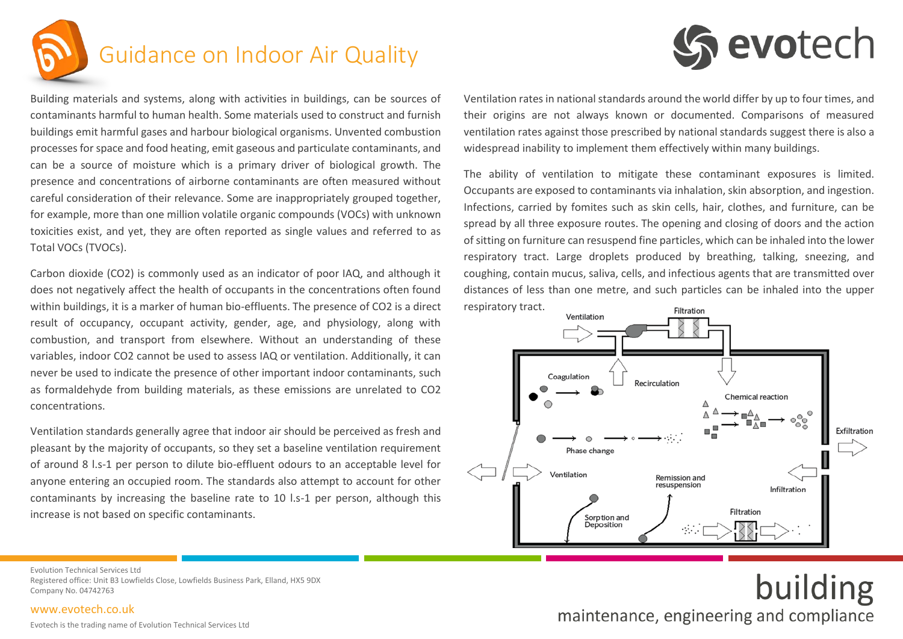# Guidance on Indoor Air Quality

Building materials and systems, along with activities in buildings, can be sources of contaminants harmful to human health. Some materials used to construct and furnish buildings emit harmful gases and harbour biological organisms. Unvented combustion processes for space and food heating, emit gaseous and particulate contaminants, and can be a source of moisture which is a primary driver of biological growth. The presence and concentrations of airborne contaminants are often measured without careful consideration of their relevance. Some are inappropriately grouped together, for example, more than one million volatile organic compounds (VOCs) with unknown toxicities exist, and yet, they are often reported as single values and referred to as Total VOCs (TVOCs).

Carbon dioxide ($CO_2$) is commonly used as an indicator of poor IAQ, and although it does not negatively affect the health of occupants in the concentrations often found within buildings, it is a marker of human bio-effluents. The presence of $CO_2$ is a direct result of occupancy, occupant activity, gender, age, and physiology, along with combustion, and transport from elsewhere. Without an understanding of these variables, indoor $CO_2$ cannot be used to assess IAQ or ventilation. Additionally, it can never be used to indicate the presence of other important indoor contaminants, such as formaldehyde from building materials, as these emissions are unrelated to $CO_2$ concentrations.

Ventilation standards generally agree that indoor air should be perceived as fresh and pleasant by the majority of occupants, so they set a baseline ventilation requirement of around 8 l.s-1 per person to dilute bio-effluent odours to an acceptable level for anyone entering an occupied room. The standards also attempt to account for other contaminants by increasing the baseline rate to 10 l.s-1 per person, although this increase is not based on specific contaminants.

Ventilation rates in national standards around the world differ by up to four times, and their origins are not always known or documented. Comparisons of measured ventilation rates against those prescribed by national standards suggest there is also a widespread inability to implement them effectively within many buildings.

The ability of ventilation to mitigate these contaminant exposures is limited. Occupants are exposed to contaminants via inhalation, skin absorption, and ingestion. Infections, carried by fomites such as skin cells, hair, clothes, and furniture, can be spread by all three exposure routes. The opening and closing of doors and the action of sitting on furniture can resuspend fine particles, which can be inhaled into the lower respiratory tract. Large droplets produced by breathing, talking, sneezing, and coughing, contain mucus, saliva, cells, and infectious agents that are transmitted over distances of less than one metre, and such particles can be inhaled into the upper respiratory tract.

Evolution Technical Services Ltd
Registered office: Unit B3 Lowfields Close, Lowfields Business Park, Elland, HX5 9DX
Company No. 04742763

www.evotech.co.uk

Evotech is the trading name of Evolution Technical Services Ltd

building
maintenance, engineering and compliance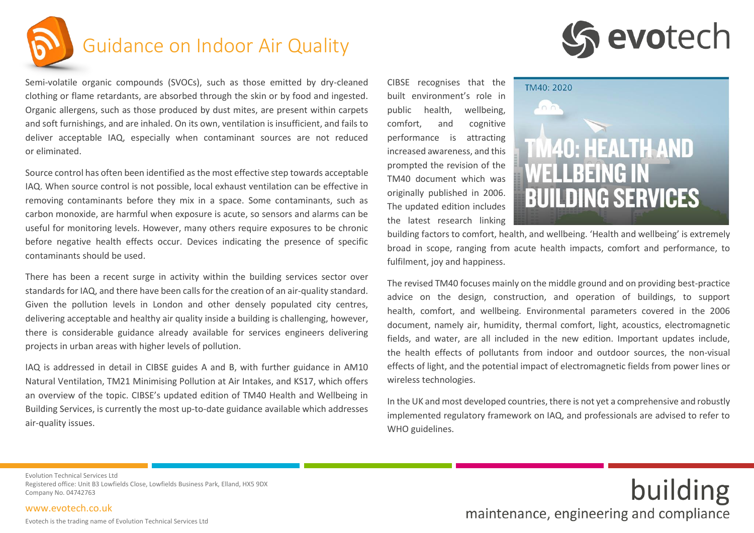# Guidance on Indoor Air Quality

Semi-volatile organic compounds (SVOCs), such as those emitted by dry-cleaned clothing or flame retardants, are absorbed through the skin or by food and ingested. Organic allergens, such as those produced by dust mites, are present within carpets and soft furnishings, and are inhaled. On its own, ventilation is insufficient, and fails to deliver acceptable IAQ, especially when contaminant sources are not reduced or eliminated.

Source control has often been identified as the most effective step towards acceptable IAQ. When source control is not possible, local exhaust ventilation can be effective in removing contaminants before they mix in a space. Some contaminants, such as carbon monoxide, are harmful when exposure is acute, so sensors and alarms can be useful for monitoring levels. However, many others require exposures to be chronic before negative health effects occur. Devices indicating the presence of specific contaminants should be used.

There has been a recent surge in activity within the building services sector over standards for IAQ, and there have been calls for the creation of an air-quality standard. Given the pollution levels in London and other densely populated city centres, delivering acceptable and healthy air quality inside a building is challenging, however, there is considerable guidance already available for services engineers delivering projects in urban areas with higher levels of pollution.

IAQ is addressed in detail in CIBSE guides A and B, with further guidance in AM10 Natural Ventilation, TM21 Minimising Pollution at Air Intakes, and KS17, which offers an overview of the topic. CIBSE's updated edition of TM40 Health and Wellbeing in Building Services, is currently the most up-to-date guidance available which addresses air-quality issues.

CIBSE recognises that the built environment's role in public health, wellbeing, comfort, and cognitive performance is attracting increased awareness, and this prompted the revision of the TM40 document which was originally published in 2006. The updated edition includes the latest research linking building factors to comfort, health, and wellbeing. 'Health and wellbeing' is extremely broad in scope, ranging from acute health impacts, comfort and performance, to fulfilment, joy and happiness.

TM40: 2020

TM40: HEALTH AND WELLBEING IN BUILDING SERVICES

The revised TM40 focuses mainly on the middle ground and on providing best-practice advice on the design, construction, and operation of buildings, to support health, comfort, and wellbeing. Environmental parameters covered in the 2006 document, namely air, humidity, thermal comfort, light, acoustics, electromagnetic fields, and water, are all included in the new edition. Important updates include, the health effects of pollutants from indoor and outdoor sources, the non-visual effects of light, and the potential impact of electromagnetic fields from power lines or wireless technologies.

In the UK and most developed countries, there is not yet a comprehensive and robustly implemented regulatory framework on IAQ, and professionals are advised to refer to WHO guidelines.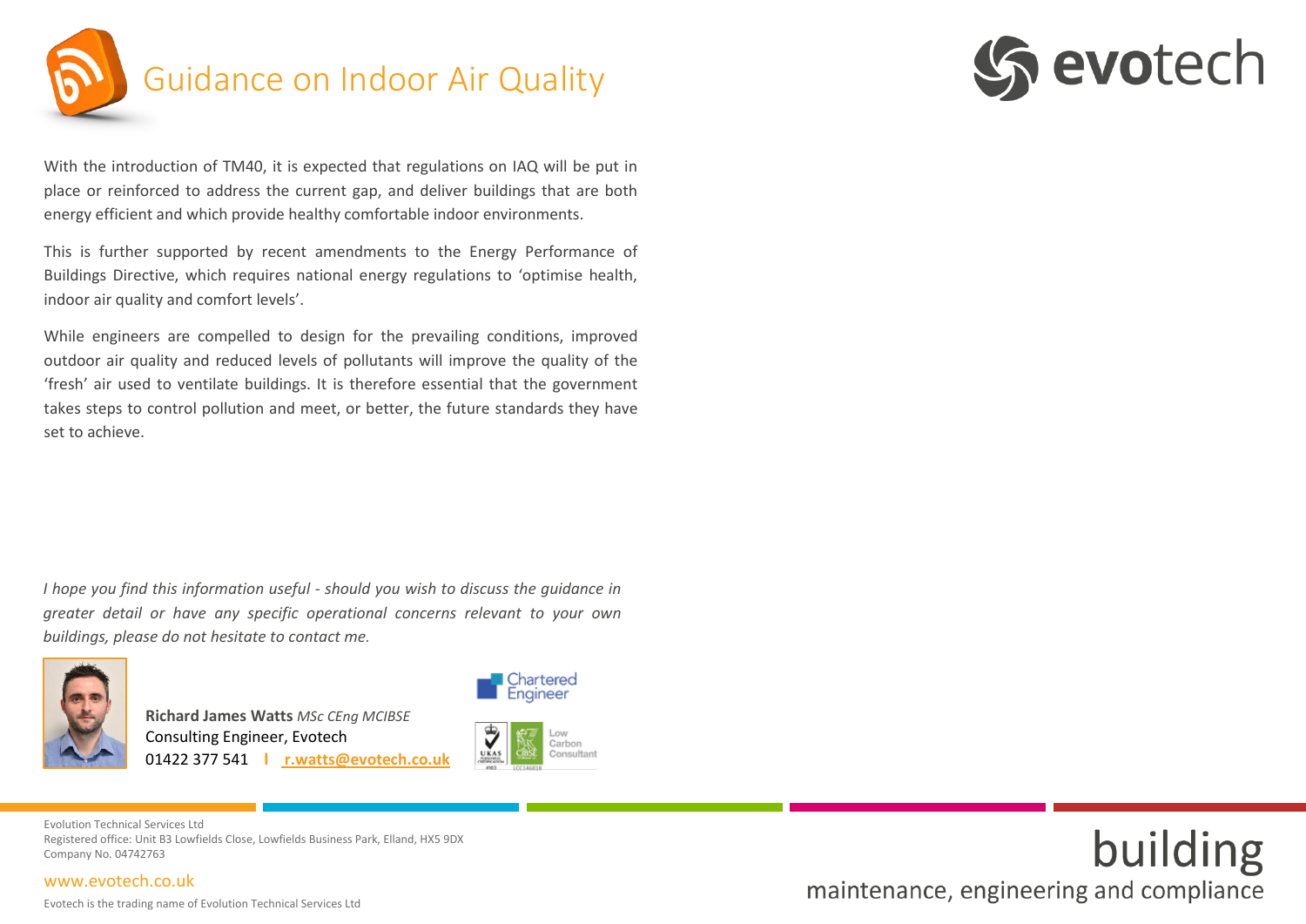# Guidance on Indoor Air Quality

With the introduction of TM40, it is expected that regulations on IAQ will be put in place or reinforced to address the current gap, and deliver buildings that are both energy efficient and which provide healthy comfortable indoor environments.

This is further supported by recent amendments to the Energy Performance of Buildings Directive, which requires national energy regulations to 'optimise health, indoor air quality and comfort levels'.

While engineers are compelled to design for the prevailing conditions, improved outdoor air quality and reduced levels of pollutants will improve the quality of the 'fresh' air used to ventilate buildings. It is therefore essential that the government takes steps to control pollution and meet, or better, the future standards they have set to achieve.

*I hope you find this information useful - should you wish to discuss the guidance in greater detail or have any specific operational concerns relevant to your own buildings, please do not hesitate to contact me.*

**Richard James Watts** *MSc CEng MCIBSE*
Consulting Engineer, Evotech
01422 377 541 | r.watts@evotech.co.uk

Chartered Engineer

Low Carbon Consultant

Evolution Technical Services Ltd
Registered office: Unit B3 Lowfields Close, Lowfields Business Park, Elland, HX5 9DX
Company No. 04742763

www.evotech.co.uk

Evotech is the trading name of Evolution Technical Services Ltd

building
maintenance, engineering and compliance